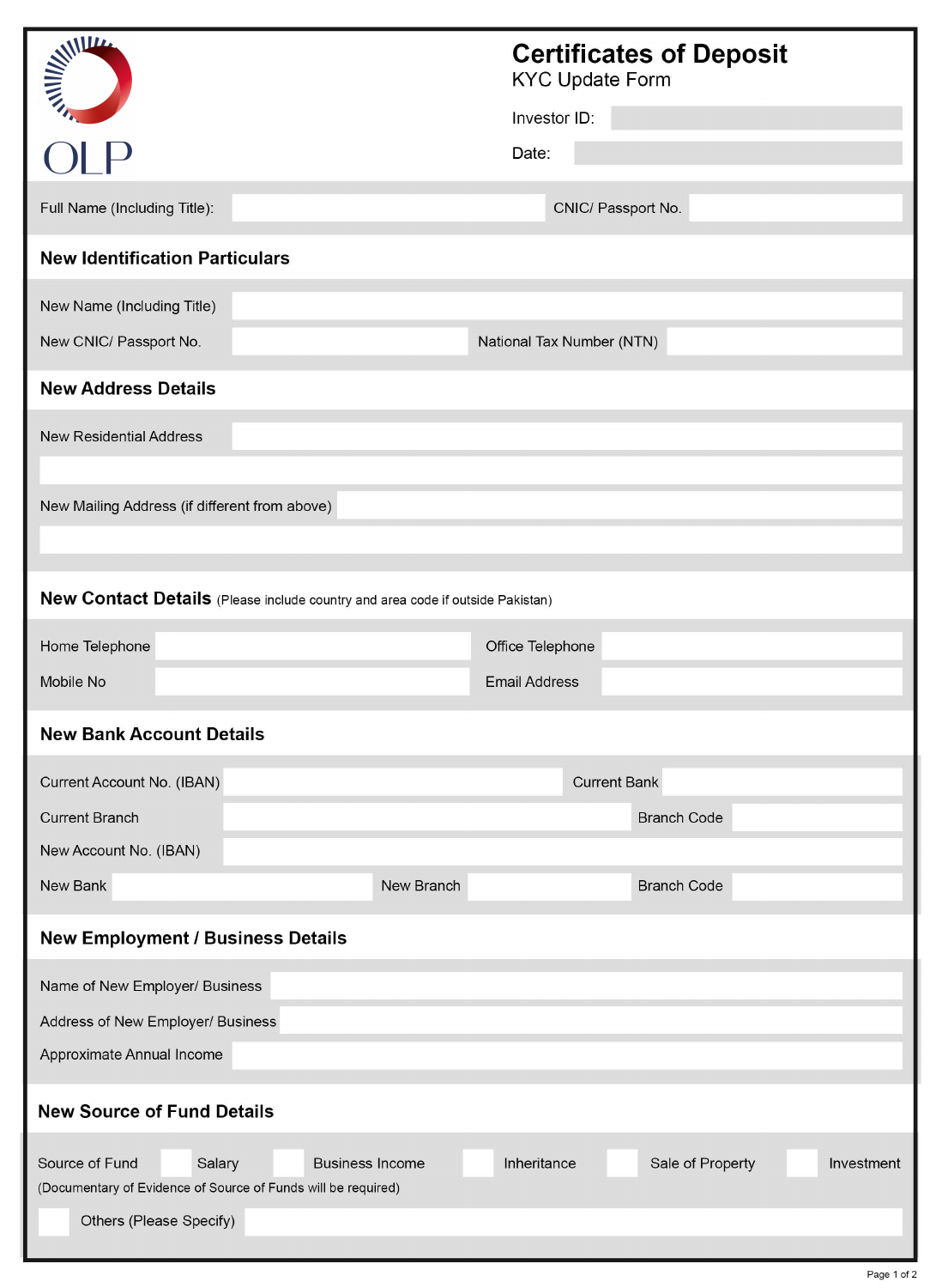OLP

# Certificates of Deposit

KYC Update Form

Investor ID:

Date:

Full Name (Including Title): CNIC/ Passport No.

## New Identification Particulars

New Name (Including Title)

New CNIC/ Passport No. National Tax Number (NTN)

## New Address Details

New Residential Address

New Mailing Address (if different from above)

## New Contact Details (Please include country and area code if outside Pakistan)

Home Telephone Office Telephone

Mobile No Email Address

## New Bank Account Details

Current Account No. (IBAN) Current Bank

Current Branch Branch Code

New Account No. (IBAN)

New Bank New Branch Branch Code

## New Employment / Business Details

Name of New Employer/ Business

Address of New Employer/ Business

Approximate Annual Income

## New Source of Fund Details

Source of Fund ☐ Salary ☐ Business Income ☐ Inheritance ☐ Sale of Property ☐ Investment

(Documentary of Evidence of Source of Funds will be required)

☐ Others (Please Specify)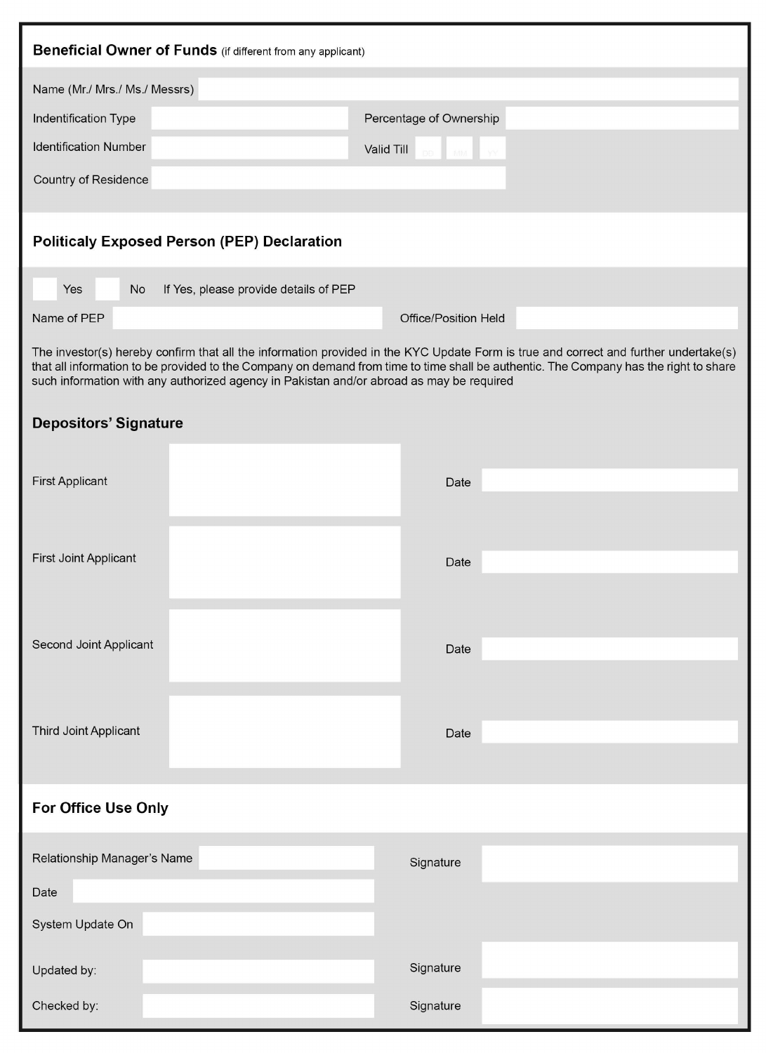## Beneficial Owner of Funds (if different from any applicant)

| | | | |
|---|---|---|---|
| Name (Mr./ Mrs./ Ms./ Messrs) | | | |
| Indentification Type | | Percentage of Ownership | |
| Identification Number | | Valid Till | DD MM YY |
| Country of Residence | | | |

## Politicaly Exposed Person (PEP) Declaration

☐ Yes ☐ No If Yes, please provide details of PEP

| | | | |
|---|---|---|---|
| Name of PEP | | Office/Position Held | |

The investor(s) hereby confirm that all the information provided in the KYC Update Form is true and correct and further undertake(s) that all information to be provided to the Company on demand from time to time shall be authentic. The Company has the right to share such information with any authorized agency in Pakistan and/or abroad as may be required

## Depositors' Signature

| | | | |
|---|---|---|---|
| First Applicant | | Date | |
| First Joint Applicant | | Date | |
| Second Joint Applicant | | Date | |
| Third Joint Applicant | | Date | |

## For Office Use Only

| | | | |
|---|---|---|---|
| Relationship Manager's Name | | Signature | |
| Date | | | |
| System Update On | | | |
| Updated by: | | Signature | |
| Checked by: | | Signature | |